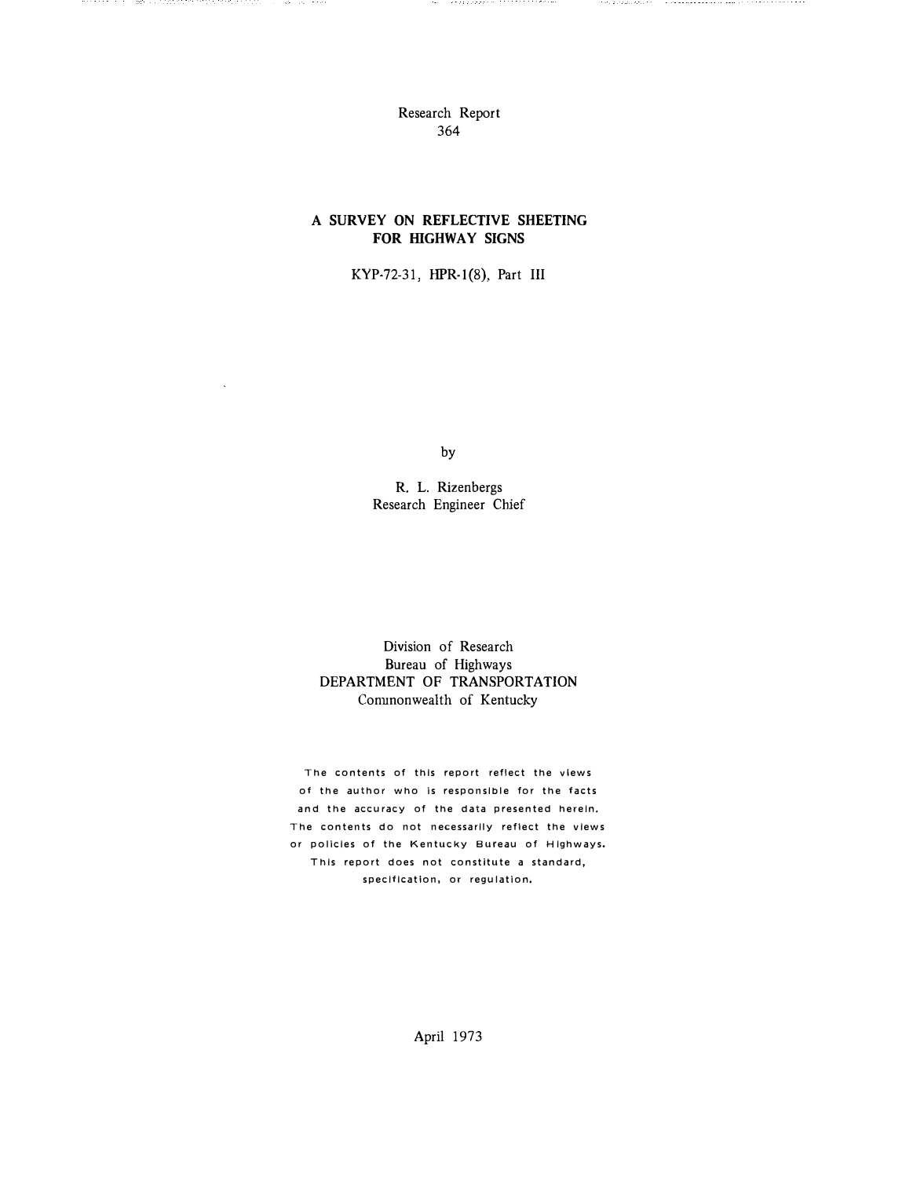Research Report
364

# A SURVEY ON REFLECTIVE SHEETING FOR HIGHWAY SIGNS

KYP-72-31, HPR-1(8), Part III

by

R. L. Rizenbergs
Research Engineer Chief

Division of Research
Bureau of Highways
DEPARTMENT OF TRANSPORTATION
Commonwealth of Kentucky

The contents of this report reflect the views of the author who is responsible for the facts and the accuracy of the data presented herein. The contents do not necessarily reflect the views or policies of the Kentucky Bureau of Highways. This report does not constitute a standard, specification, or regulation.

April 1973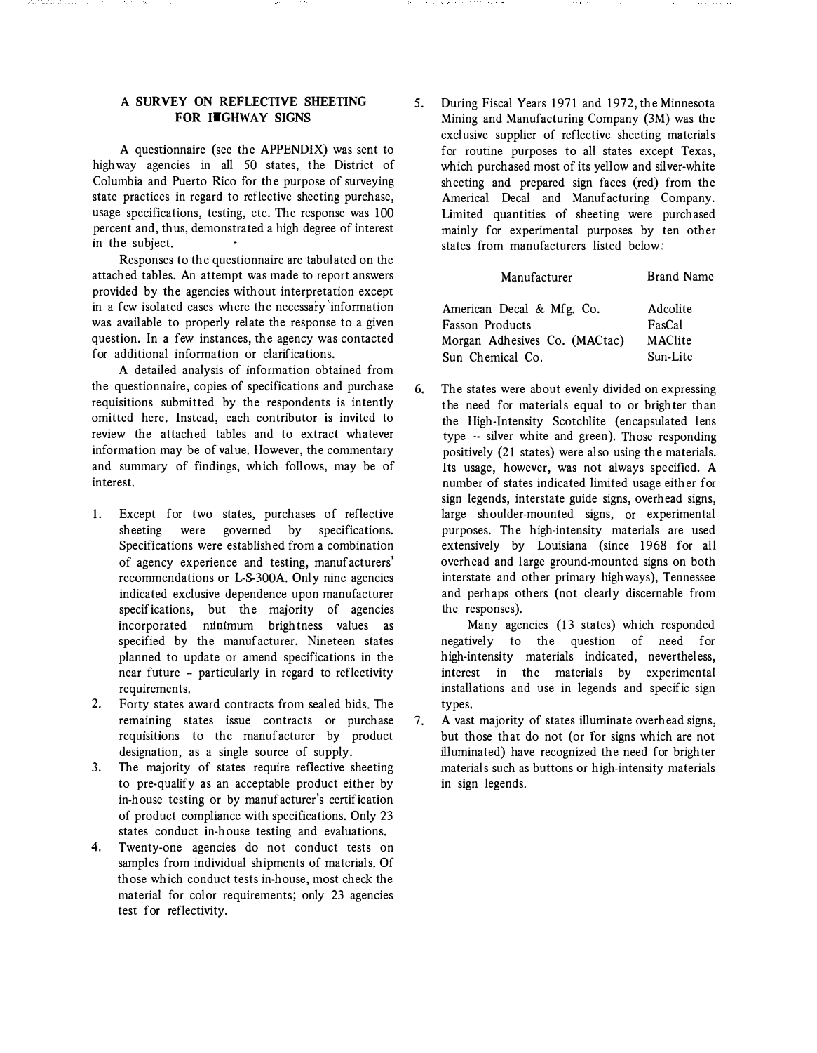## A SURVEY ON REFLECTIVE SHEETING FOR HIGHWAY SIGNS

A questionnaire (see the APPENDIX) was sent to highway agencies in all 50 states, the District of Columbia and Puerto Rico for the purpose of surveying state practices in regard to reflective sheeting purchase, usage specifications, testing, etc. The response was 100 percent and, thus, demonstrated a high degree of interest in the subject.

Responses to the questionnaire are tabulated on the attached tables. An attempt was made to report answers provided by the agencies without interpretation except in a few isolated cases where the necessary information was available to properly relate the response to a given question. In a few instances, the agency was contacted for additional information or clarifications.

A detailed analysis of information obtained from the questionnaire, copies of specifications and purchase requisitions submitted by the respondents is intently omitted here. Instead, each contributor is invited to review the attached tables and to extract whatever information may be of value. However, the commentary and summary of findings, which follows, may be of interest.

1. Except for two states, purchases of reflective sheeting were governed by specifications. Specifications were established from a combination of agency experience and testing, manufacturers' recommendations or L-S-300A. Only nine agencies indicated exclusive dependence upon manufacturer specifications, but the majority of agencies incorporated minimum brightness values as specified by the manufacturer. Nineteen states planned to update or amend specifications in the near future -- particularly in regard to reflectivity requirements.
2. Forty states award contracts from sealed bids. The remaining states issue contracts or purchase requisitions to the manufacturer by product designation, as a single source of supply.
3. The majority of states require reflective sheeting to pre-qualify as an acceptable product either by in-house testing or by manufacturer's certification of product compliance with specifications. Only 23 states conduct in-house testing and evaluations.
4. Twenty-one agencies do not conduct tests on samples from individual shipments of materials. Of those which conduct tests in-house, most check the material for color requirements; only 23 agencies test for reflectivity.
5. During Fiscal Years 1971 and 1972, the Minnesota Mining and Manufacturing Company (3M) was the exclusive supplier of reflective sheeting materials for routine purposes to all states except Texas, which purchased most of its yellow and silver-white sheeting and prepared sign faces (red) from the Americal Decal and Manufacturing Company. Limited quantities of sheeting were purchased mainly for experimental purposes by ten other states from manufacturers listed below:

| Manufacturer | Brand Name |
|---|---|
| American Decal & Mfg. Co. | Adcolite |
| Fasson Products | FasCal |
| Morgan Adhesives Co. (MACtac) | MAClite |
| Sun Chemical Co. | Sun-Lite |

6. The states were about evenly divided on expressing the need for materials equal to or brighter than the High-Intensity Scotchlite (encapsulated lens type -- silver white and green). Those responding positively (21 states) were also using the materials. Its usage, however, was not always specified. A number of states indicated limited usage either for sign legends, interstate guide signs, overhead signs, large shoulder-mounted signs, or experimental purposes. The high-intensity materials are used extensively by Louisiana (since 1968 for all overhead and large ground-mounted signs on both interstate and other primary highways), Tennessee and perhaps others (not clearly discernable from the responses).

   Many agencies (13 states) which responded negatively to the question of need for high-intensity materials indicated, nevertheless, interest in the materials by experimental installations and use in legends and specific sign types.
7. A vast majority of states illuminate overhead signs, but those that do not (or for signs which are not illuminated) have recognized the need for brighter materials such as buttons or high-intensity materials in sign legends.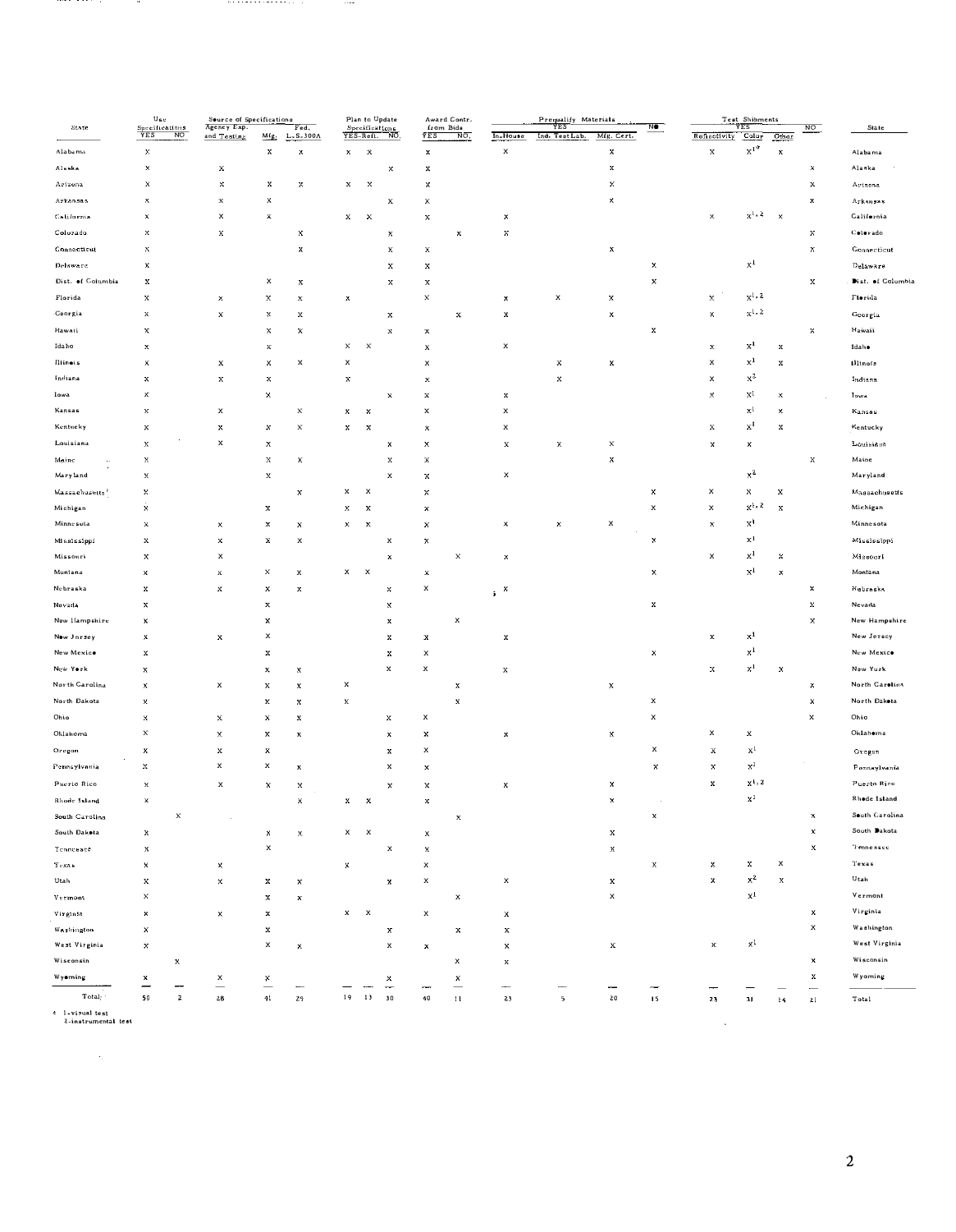| State | Use Specifications | | Source of Specifications | | | Plan to Update Specifications | | | Award Contr. from Bids | | Prequalify Materials | | | | Test Shipments | | | | State |
|---|---|---|---|---|---|---|---|---|---|---|---|---|---|---|---|---|---|---|---|
| | YES | NO | Agency Exp. and Testing | Mfg. | Fed. L-S-300A | YES | Ref. | NO | YES | NO | YES: In-House | YES: Ind. Test Lab. | YES: Mfg. Cert. | NO | YES: Reflectivity | YES: Color | YES: Other | NO | |
| Alabama | x | | | x | x | x | x | | x | | x | | x | | x | x[1,2] | x | | Alabama |
| Alaska | x | | x | | | | | x | x | | | | x | | | | | x | Alaska |
| Arizona | x | | x | x | x | x | x | | x | | | | x | | | | | x | Arizona |
| Arkansas | x | | x | x | | | | x | x | | | | x | | | | | x | Arkansas |
| California | x | | x | x | | x | x | | x | | x | | | | x | x[1,2] | x | | California |
| Colorado | x | | x | | x | | | x | | x | x | | | | | | | x | Colorado |
| Connecticut | x | | | | x | | | x | x | | | | x | | | | | x | Connecticut |
| Delaware | x | | | | | | | x | x | | | | | x | | x[1] | | | Delaware |
| Dist. of Columbia | x | | | x | x | | | x | x | | | | | x | | | | x | Dist. of Columbia |
| Florida | x | | x | x | x | x | | | x | | x | x | x | | x | x[1,2] | | | Florida |
| Georgia | x | | x | x | x | | | x | | x | x | | x | | x | x[1,2] | | | Georgia |
| Hawaii | x | | | x | x | | | x | x | | | | | x | | | | x | Hawaii |
| Idaho | x | | | x | | x | x | | x | | x | | | | x | x[1] | x | | Idaho |
| Illinois | x | | x | x | x | x | | | x | | | x | x | | x | x[1] | x | | Illinois |
| Indiana | x | | x | x | | x | | | x | | | x | | | x | x[2] | | | Indiana |
| Iowa | x | | | x | | | | x | x | | x | | | | x | x[1] | x | | Iowa |
| Kansas | x | | x | | x | x | x | | x | | x | | | | | x[1] | x | | Kansas |
| Kentucky | x | | x | x | x | x | x | | x | | x | | | | x | x[1] | x | | Kentucky |
| Louisiana | x | | x | x | | | | x | x | | x | x | x | | x | x | | | Louisiana |
| Maine | x | | | x | x | | | x | x | | | | x | | | | | x | Maine |
| Maryland | x | | | x | | | | x | x | | x | | | | | x[2] | | | Maryland |
| Massachusetts | x | | | | x | x | x | | x | | | | | x | x | x | x | | Massachusetts |
| Michigan | x | | | x | | x | x | | x | | | | | x | x | x[1,2] | x | | Michigan |
| Minnesota | x | | x | x | x | x | x | | x | | x | x | x | | x | x[1] | | | Minnesota |
| Mississippi | x | | x | x | x | | | x | x | | | | | x | | x[1] | | | Mississippi |
| Missouri | x | | x | | | | | x | | x | x | | | | x | x[1] | x | | Missouri |
| Montana | x | | x | x | x | x | x | | x | | | | | x | | x[1] | x | | Montana |
| Nebraska | x | | x | x | x | | | x | x | | x | | | | | | | x | Nebraska |
| Nevada | x | | | x | | | | x | | | | | | x | | | | x | Nevada |
| New Hampshire | x | | | x | | | | x | | x | | | | | | | | x | New Hampshire |
| New Jersey | x | | x | x | | | | x | x | | x | | | | x | x[1] | | | New Jersey |
| New Mexico | x | | | x | | | | x | x | | | | | x | | x[1] | | | New Mexico |
| New York | x | | | x | x | | | x | x | | x | | | | x | x[1] | x | | New York |
| North Carolina | x | | x | x | x | x | | | | x | | | x | | | | | x | North Carolina |
| North Dakota | x | | | x | x | x | | | | x | | | | x | | | | x | North Dakota |
| Ohio | x | | x | x | x | | | x | x | | | | | x | | | | x | Ohio |
| Oklahoma | x | | x | x | x | | | x | x | | x | | x | | x | x | | | Oklahoma |
| Oregon | x | | x | x | | | | x | x | | | | | x | x | x[1] | | | Oregon |
| Pennsylvania | x | | x | x | x | | | x | x | | | | | x | x | x[1] | | | Pennsylvania |
| Puerto Rico | x | | x | x | x | | | x | x | | x | | x | | x | x[1,2] | | | Puerto Rico |
| Rhode Island | x | | | | x | x | x | | x | | | | x | | | x[1] | | | Rhode Island |
| South Carolina | | x | | | | | | | | x | | | | x | | | | x | South Carolina |
| South Dakota | x | | | x | x | x | x | | x | | | | x | | | | | x | South Dakota |
| Tennessee | x | | | x | | | | x | x | | | | x | | | | | x | Tennessee |
| Texas | x | | x | | | x | | | x | | | | | x | x | x | x | | Texas |
| Utah | x | | x | x | x | | | x | x | | x | | x | | x | x[2] | x | | Utah |
| Vermont | x | | | x | x | | | | | x | | | x | | | x[1] | | | Vermont |
| Virginia | x | | x | x | | x | x | | x | | x | | | | | | | x | Virginia |
| Washington | x | | | x | | | | x | | x | x | | | | | | | x | Washington |
| West Virginia | x | | | x | x | | | x | x | | x | | x | | x | x[1] | | | West Virginia |
| Wisconsin | | x | | | | | | | | x | x | | | | | | | x | Wisconsin |
| Wyoming | x | | x | x | | | | x | | x | | | | | | | | x | Wyoming |
| Total | 50 | 2 | 28 | 41 | 29 | 19 | 13 | 30 | 40 | 11 | 23 | 5 | 20 | 15 | 23 | 31 | 14 | 21 | Total |

\* 1-visual test
2-instrumental test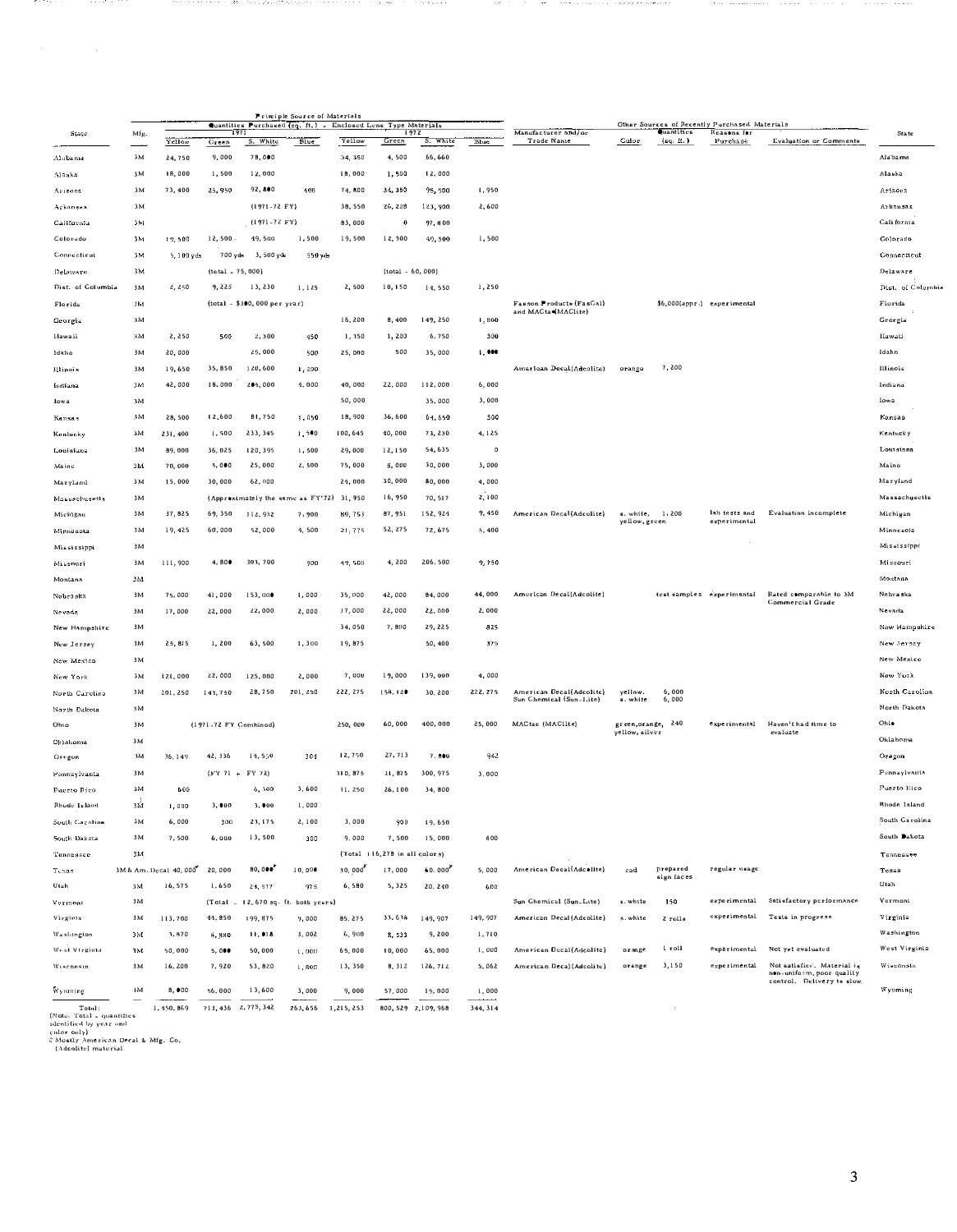| State | Mfg. | Principle Source of Materials — Quantities Purchased (sq. ft.) - Enclosed Lens Type Materials — 1971 Yellow | 1971 Green | 1971 S. White | 1971 Blue | 1972 Yellow | 1972 Green | 1972 S. White | 1972 Blue | Other Sources of Recently Purchased Materials — Manufacturer and/or Trade Name | Color | Quantities (sq. ft.) | Reasons for Purchase | Evaluation or Comments | State |
|---|---|---|---|---|---|---|---|---|---|---|---|---|---|---|---|
| Alabama | 3M | 24,750 | 9,000 | 78,000 | | 34,350 | 4,500 | 66,660 | | | | | | | Alabama |
| Alaska | 3M | 18,000 | 1,500 | 12,000 | | 18,000 | 1,500 | 12,000 | | | | | | | Alaska |
| Arizona | 3M | 73,400 | 25,950 | 92,800 | 600 | 74,800 | 34,350 | 95,900 | 1,950 | | | | | | Arizona |
| Arkansas | 3M | | | (1971-72 FY) | | 38,550 | 26,228 | 123,900 | 2,600 | | | | | | Arkansas |
| California | 3M | | | (1971-72 FY) | | 83,000 | 0 | 97,800 | | | | | | | California |
| Colorado | 3M | 19,500 | 12,500 | 49,500 | 1,500 | 19,500 | 12,500 | 49,500 | 1,500 | | | | | | Colorado |
| Connecticut | 3M | 5,100 yds | 700 yds | 3,500 yds | 550 yds | | | | | | | | | | Connecticut |
| Delaware | 3M | | (total - 75,000) | | | | (total - 60,000) | | | | | | | | Delaware |
| Dist. of Columbia | 3M | 2,250 | 9,225 | 13,230 | 1,125 | 2,500 | 10,150 | 14,550 | 1,250 | | | | | | Dist. of Columbia |
| Florida | 3M | | (total - $300,000 per year) | | | | | | | Fasson Products (FasCal) and MACtac (MAClite) | | $6,000 (appr.) | experimental | | Florida |
| Georgia | 3M | | | | | 16,200 | 8,400 | 149,250 | 1,800 | | | | | | Georgia |
| Hawaii | 3M | 2,250 | 500 | 2,300 | 450 | 1,150 | 1,200 | 6,750 | 300 | | | | | | Hawaii |
| Idaho | 3M | 20,000 | | 25,000 | 500 | 25,000 | 500 | 35,000 | 1,000 | | | | | | Idaho |
| Illinois | 3M | 19,650 | 35,850 | 120,600 | 1,200 | | | | | American Decal (Adcolite) | orange | 7,200 | | | Illinois |
| Indiana | 3M | 42,000 | 18,000 | 206,000 | 4,000 | 40,000 | 22,000 | 112,000 | 6,000 | | | | | | Indiana |
| Iowa | 3M | | | | | 50,000 | | 35,000 | 3,000 | | | | | | Iowa |
| Kansas | 3M | 28,500 | 12,600 | 81,750 | 1,050 | 18,900 | 36,600 | 64,650 | 300 | | | | | | Kansas |
| Kentucky | 3M | 231,400 | 1,500 | 233,345 | 1,500 | 100,645 | 40,000 | 73,230 | 4,125 | | | | | | Kentucky |
| Louisiana | 3M | 89,000 | 36,025 | 120,395 | 1,500 | 29,000 | 12,150 | 54,635 | 0 | | | | | | Louisiana |
| Maine | 3M | 70,000 | 5,000 | 25,000 | 2,500 | 75,000 | 8,000 | 30,000 | 3,000 | | | | | | Maine |
| Maryland | 3M | 15,000 | 30,000 | 62,000 | | 24,000 | 30,000 | 80,000 | 4,000 | | | | | | Maryland |
| Massachusetts | 3M | | (Approximately the same as FY'72) | | | 31,950 | 16,950 | 70,517 | 2,100 | | | | | | Massachusetts |
| Michigan | 3M | 37,825 | 69,350 | 112,932 | 7,900 | 80,753 | 87,951 | 152,924 | 9,450 | American Decal (Adcolite) | s. white, yellow, green | 1,200 | lab tests and experimental | Evaluation incomplete | Michigan |
| Minnesota | 3M | 19,425 | 60,000 | 52,000 | 4,500 | 21,775 | 52,275 | 72,675 | 5,400 | | | | | | Minnesota |
| Mississippi | 3M | | | | | | | | | | | | | | Mississippi |
| Missouri | 3M | 111,900 | 4,800 | 303,700 | 900 | 49,500 | 4,200 | 206,500 | 9,750 | | | | | | Missouri |
| Montana | 3M | | | | | | | | | | | | | | Montana |
| Nebraska | 3M | 75,000 | 41,000 | 153,000 | 1,000 | 35,000 | 42,000 | 84,000 | 44,000 | American Decal (Adcolite) | | test samples | experimental | Rated comparable to 3M Commercial Grade | Nebraska |
| Nevada | 3M | 17,000 | 22,000 | 22,000 | 2,000 | 17,000 | 22,000 | 22,000 | 2,000 | | | | | | Nevada |
| New Hampshire | 3M | | | | | 34,050 | 7,800 | 29,225 | 825 | | | | | | New Hampshire |
| New Jersey | 3M | 25,875 | 1,200 | 63,500 | 1,300 | 19,875 | | 50,400 | 375 | | | | | | New Jersey |
| New Mexico | 3M | | | | | | | | | | | | | | New Mexico |
| New York | 3M | 121,000 | 22,000 | 125,000 | 2,000 | 7,000 | 19,000 | 139,000 | 4,000 | | | | | | New York |
| North Carolina | 3M | 201,250 | 143,750 | 28,750 | 201,250 | 222,275 | 158,120 | 30,200 | 222,275 | American Decal (Adcolite) Sun Chemical (Sun-Lite) | yellow, s. white | 6,000 6,000 | | | North Carolina |
| North Dakota | 3M | | | | | | | | | | | | | | North Dakota |
| Ohio | 3M | | (1971-72 FY Combined) | | | 250,000 | 60,000 | 400,000 | 25,000 | MACtac (MAClite) | green, orange, yellow, silver | 240 | experimental | Haven't had time to evaluate | Ohio |
| Oklahoma | 3M | | | | | | | | | | | | | | Oklahoma |
| Oregon | 3M | 36,149 | 42,336 | 14,550 | 304 | 12,750 | 27,713 | 7,800 | 942 | | | | | | Oregon |
| Pennsylvania | 3M | | (FY 71 + FY 72) | | | 310,875 | 31,875 | 300,975 | 3,000 | | | | | | Pennsylvania |
| Puerto Rico | 3M | 600 | | 6,300 | 3,600 | 11,250 | 26,100 | 34,800 | | | | | | | Puerto Rico |
| Rhode Island | 3M | 1,000 | 3,000 | 3,000 | 1,000 | | | | | | | | | | Rhode Island |
| South Carolina | 3M | 6,000 | 300 | 23,175 | 2,100 | 3,000 | 900 | 19,650 | | | | | | | South Carolina |
| South Dakota | 3M | 7,500 | 6,000 | 13,500 | 300 | 9,000 | 7,500 | 15,000 | 600 | | | | | | South Dakota |
| Tennessee | 3M | | | | | (Total 116,278 in all colors) | | | | | | | | | Tennessee |
| Texas | 3M & Am. Decal | 40,000[2] | 20,000 | 80,000[2] | 10,000 | 30,000[2] | 17,000 | 60,000[2] | 5,000 | American Decal (Adcolite) | red | prepared sign faces | regular usage | | Texas |
| Utah | 3M | 16,575 | 1,650 | 24,577 | 975 | 6,580 | 5,325 | 20,240 | 600 | | | | | | Utah |
| Vermont | 3M | | (Total - 12,670 sq. ft. both years) | | | | | | | Sun Chemical (Sun-Lite) | s. white | 150 | experimental | Satisfactory performance | Vermont |
| Virginia | 3M | 113,700 | 44,850 | 199,875 | 9,000 | 85,275 | 33,638 | 149,907 | 149,907 | American Decal (Adcolite) | s. white | 2 rolls | experimental | Tests in progress | Virginia |
| Washington | 3M | 3,870 | 8,880 | 11,018 | 3,002 | 6,900 | 8,533 | 9,200 | 1,710 | | | | | | Washington |
| West Virginia | 3M | 50,000 | 5,000 | 50,000 | 1,000 | 65,000 | 10,000 | 65,000 | 1,000 | American Decal (Adcolite) | orange | 1 roll | experimental | Not yet evaluated | West Virginia |
| Wisconsin | 3M | 16,200 | 7,920 | 53,820 | 1,800 | 13,350 | 8,312 | 126,712 | 5,062 | American Decal (Adcolite) | orange | 3,150 | experimental | Not satisfied. Material is non-uniform, poor quality control. Delivery is slow. | Wisconsin |
| Wyoming | 3M | 8,000 | 56,000 | 13,600 | 3,000 | 9,000 | 57,000 | 15,000 | 1,000 | | | | | | Wyoming |
| Total: | | 1,450,869 | 713,436 | 2,775,342 | 263,656 | 1,215,253 | 800,529 | 2,109,968 | 344,314 | | | | | | |

(Note: Total = quantities identified by year and color only)

[2] Mostly American Decal & Mfg. Co. (Adcolite) material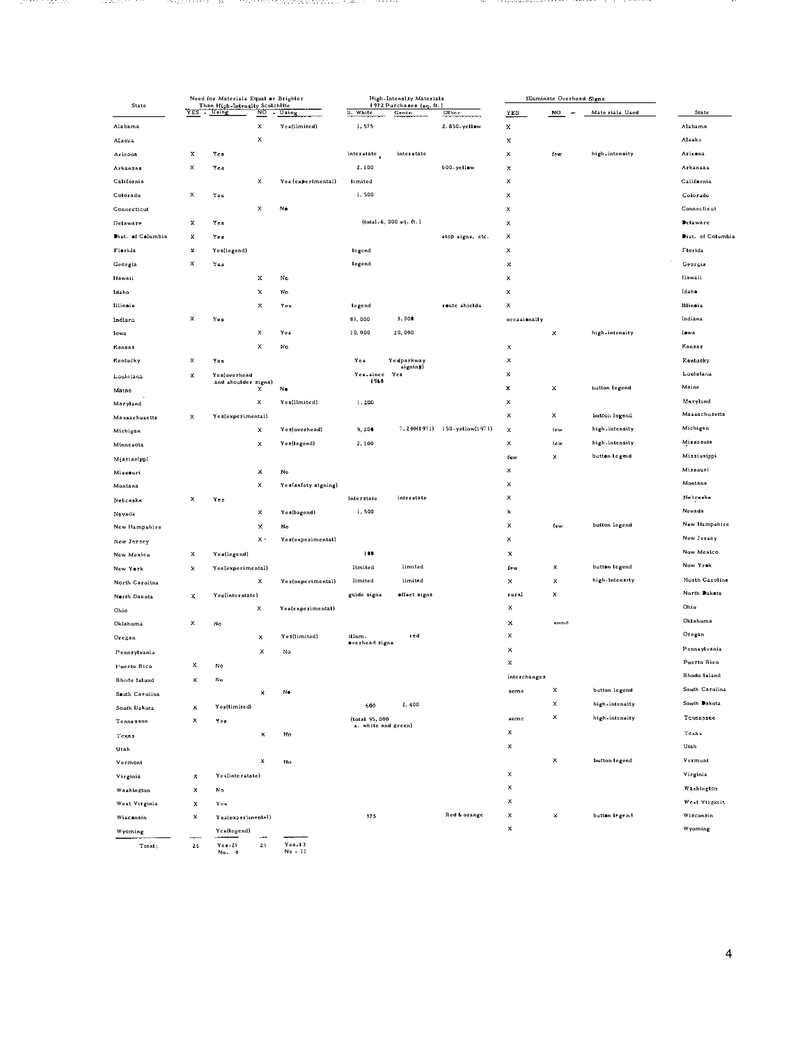| State | Need for Materials Equal or Brighter Than High-Intensity Scotchlite | | | | High-Intensity Materials 1972 Purchases (sq. ft.) | | | Illuminate Overhead Signs | | | State |
|---|---|---|---|---|---|---|---|---|---|---|---|
| | YES | - Using | NO | - Using | S. White | Green | Other | YES | NO | Materials Used | |
| Alabama | | | X | Yes(limited) | 1,575 | | 2,850-yellow | X | | | Alabama |
| Alaska | | | X | | | | | X | | | Alaska |
| Arizona | X | Yes | | | interstate | interstate | | X | few | high-intensity | Arizona |
| Arkansas | X | Yes | | | 2,100 | | 600-yellow | X | | | Arkansas |
| California | | | X | Yes(experimental) | limited | | | X | | | California |
| Colorado | X | Yes | | | 1,500 | | | X | | | Colorado |
| Connecticut | | | X | No | | | | X | | | Connecticut |
| Delaware | X | Yes | | | (total-6,000 sq. ft.) | | | X | | | Delaware |
| Dist. of Columbia | X | Yes | | | | | stop signs, etc. | X | | | Dist. of Columbia |
| Florida | X | Yes(legend) | | | legend | | | X | | | Florida |
| Georgia | X | Yes | | | legend | | | X | | | Georgia |
| Hawaii | | | X | No | | | | X | | | Hawaii |
| Idaho | | | X | No | | | | X | | | Idaho |
| Illinois | | | X | Yes | legend | | route shields | X | | | Illinois |
| Indiana | X | Yes | | | 81,000 | 3,000 | | occasionally | | | Indiana |
| Iowa | | | X | Yes | 10,000 | 20,000 | | | X | high-intensity | Iowa |
| Kansas | | | X | No | | | | X | | | Kansas |
| Kentucky | X | Yes | | | Yes | Yes(parkway signing) | | X | | | Kentucky |
| Louisiana | X | Yes(overhead and shoulder signs) | | | Yes-since 1968 | Yes | | X | | | Louisiana |
| Maine | | | X | No | | | | X | X | button legend | Maine |
| Maryland | | | X | Yes(limited) | 1,200 | | | X | | | Maryland |
| Massachusetts | X | Yes(experimental) | | | | | | X | X | button legend | Massachusetts |
| Michigan | | | X | Yes(overhead) | 9,200 | 7,240(1971) | 150-yellow(1971) | X | few | high-intensity | Michigan |
| Minnesota | | | X | Yes(legend) | 2,100 | | | X | few | high-intensity | Minnesota |
| Mississippi | | | | | | | | few | X | button legend | Mississippi |
| Missouri | | | X | No | | | | X | | | Missouri |
| Montana | | | X | Yes(safety signing) | | | | X | | | Montana |
| Nebraska | X | Yes | | | interstate | interstate | | X | | | Nebraska |
| Nevada | | | X | Yes(legend) | 1,500 | | | X | | | Nevada |
| New Hampshire | | | X | No | | | | X | few | button legend | New Hampshire |
| New Jersey | | | X | Yes(experimental) | | | | X | | | New Jersey |
| New Mexico | X | Yes(legend) | | | 100 | | | X | | | New Mexico |
| New York | X | Yes(experimental) | | | limited | limited | | few | X | button legend | New York |
| North Carolina | | | X | Yes(experimental) | limited | limited | | X | X | high-intensity | North Carolina |
| North Dakota | X | Yes(interstate) | | | guide signs | effect signs | | rural | X | | North Dakota |
| Ohio | | | X | Yes(experimental) | | | | X | | | Ohio |
| Oklahoma | X | No | | | | | | X | some | | Oklahoma |
| Oregan | | | X | Yes(limited) | illum. overhead signs | red | | X | | | Oregon |
| Pennsylvania | | | X | No | | | | X | | | Pennsylvania |
| Puerto Rico | X | No | | | | | | X | | | Puerto Rico |
| Rhode Island | X | No | | | | | | interchanges | | | Rhode Island |
| South Carolina | | | X | No | | | | some | X | button legend | South Carolina |
| South Dakota | X | Yes(limited) | | | 600 | 2,400 | | | X | high-intensity | South Dakota |
| Tennessee | X | Yes | | | (total 95,000 s. white and green) | | | some | X | high-intensity | Tennessee |
| Texas | | | X | No | | | | X | | | Texas |
| Utah | | | | | | | | X | | | Utah |
| Vermont | | | X | No | | | | | X | button legend | Vermont |
| Virginia | X | Yes(interstate) | | | | | | X | | | Virginia |
| Washington | X | No | | | | | | X | | | Washington |
| West Virginia | X | Yes | | | | | | X | | | West Virginia |
| Wisconsin | X | Yes(experimental) | | | 375 | | Red & orange | X | X | button legend | Wisconsin |
| Wyoming | | Yes(legend) | | | | | | X | | | Wyoming |
| Total: | 24 | Yes-21 No- 4 | 25 | Yes-13 No - 11 | | | | | | | |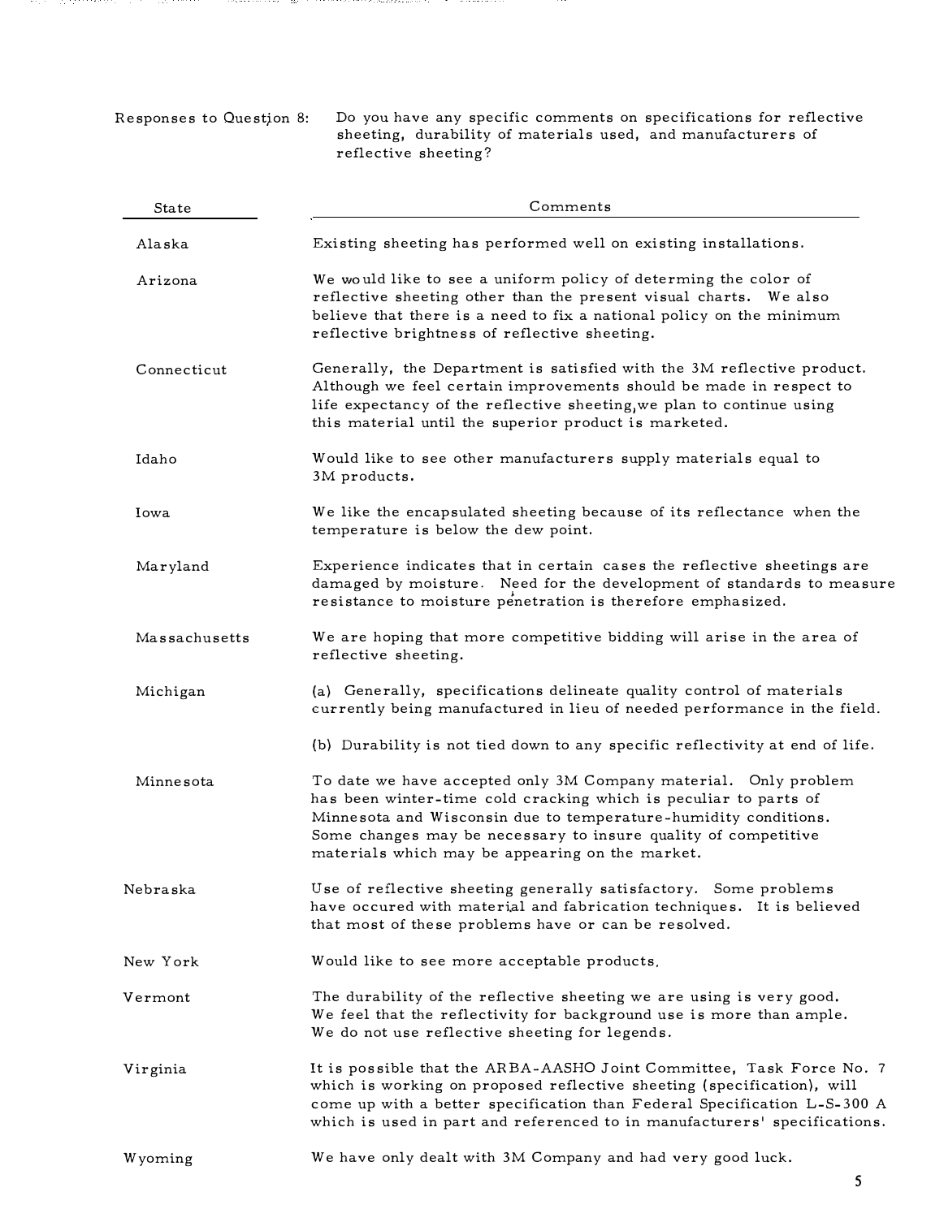Responses to Question 8: Do you have any specific comments on specifications for reflective sheeting, durability of materials used, and manufacturers of reflective sheeting?

| State | Comments |
| --- | --- |
| Alaska | Existing sheeting has performed well on existing installations. |
| Arizona | We would like to see a uniform policy of determing the color of reflective sheeting other than the present visual charts. We also believe that there is a need to fix a national policy on the minimum reflective brightness of reflective sheeting. |
| Connecticut | Generally, the Department is satisfied with the 3M reflective product. Although we feel certain improvements should be made in respect to life expectancy of the reflective sheeting,we plan to continue using this material until the superior product is marketed. |
| Idaho | Would like to see other manufacturers supply materials equal to 3M products. |
| Iowa | We like the encapsulated sheeting because of its reflectance when the temperature is below the dew point. |
| Maryland | Experience indicates that in certain cases the reflective sheetings are damaged by moisture. Need for the development of standards to measure resistance to moisture penetration is therefore emphasized. |
| Massachusetts | We are hoping that more competitive bidding will arise in the area of reflective sheeting. |
| Michigan | (a) Generally, specifications delineate quality control of materials currently being manufactured in lieu of needed performance in the field. (b) Durability is not tied down to any specific reflectivity at end of life. |
| Minnesota | To date we have accepted only 3M Company material. Only problem has been winter-time cold cracking which is peculiar to parts of Minnesota and Wisconsin due to temperature-humidity conditions. Some changes may be necessary to insure quality of competitive materials which may be appearing on the market. |
| Nebraska | Use of reflective sheeting generally satisfactory. Some problems have occured with material and fabrication techniques. It is believed that most of these problems have or can be resolved. |
| New York | Would like to see more acceptable products. |
| Vermont | The durability of the reflective sheeting we are using is very good. We feel that the reflectivity for background use is more than ample. We do not use reflective sheeting for legends. |
| Virginia | It is possible that the ARBA-AASHO Joint Committee, Task Force No. 7 which is working on proposed reflective sheeting (specification), will come up with a better specification than Federal Specification L-S-300 A which is used in part and referenced to in manufacturers' specifications. |
| Wyoming | We have only dealt with 3M Company and had very good luck. |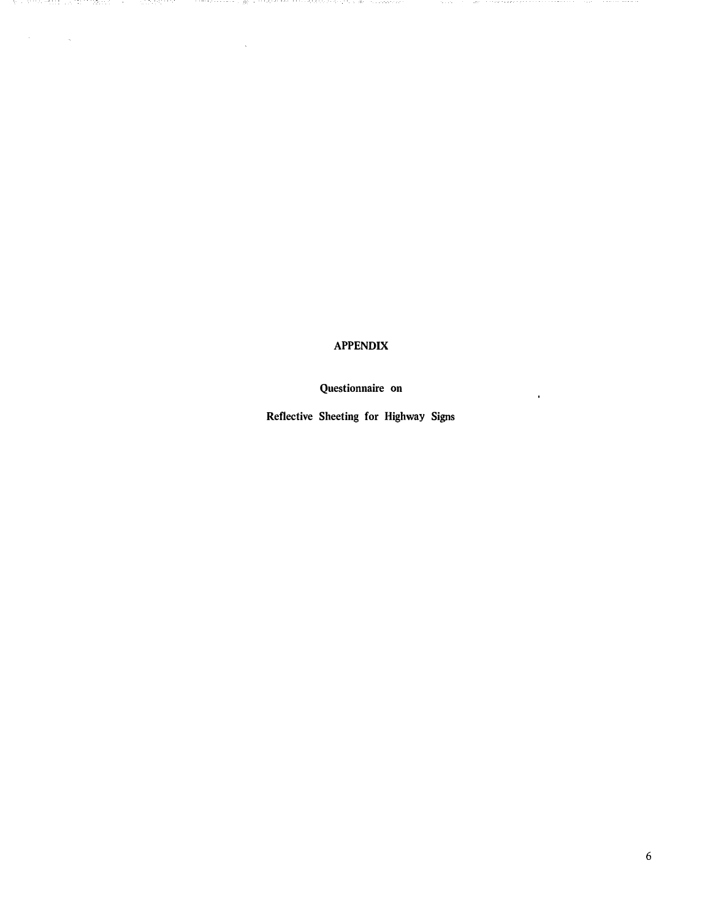# APPENDIX

## Questionnaire on

## Reflective Sheeting for Highway Signs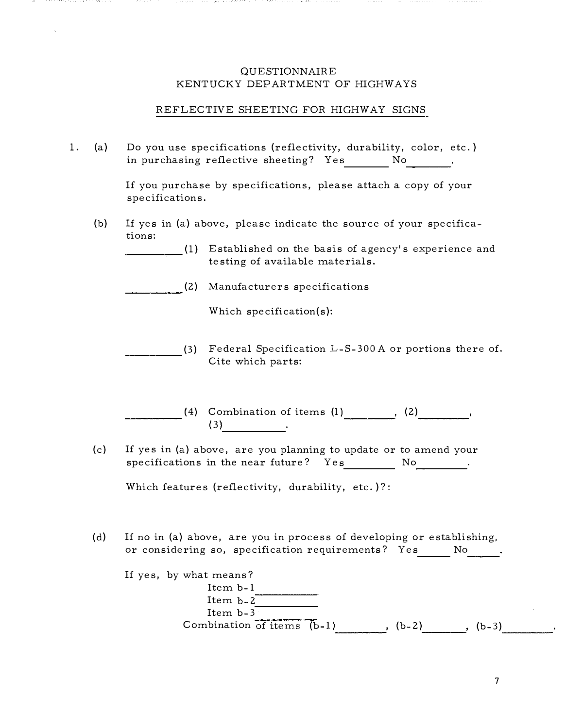QUESTIONNAIRE
KENTUCKY DEPARTMENT OF HIGHWAYS

REFLECTIVE SHEETING FOR HIGHWAY SIGNS

1. (a) Do you use specifications (reflectivity, durability, color, etc.) in purchasing reflective sheeting? Yes_______ No_______.

   If you purchase by specifications, please attach a copy of your specifications.

   (b) If yes in (a) above, please indicate the source of your specifications:

   _________(1) Established on the basis of agency's experience and testing of available materials.

   _________(2) Manufacturers specifications

   Which specification(s):

   _________(3) Federal Specification L-S-300 A or portions there of. Cite which parts:

   _________(4) Combination of items (1)_______, (2)_______, (3)_________.

   (c) If yes in (a) above, are you planning to update or to amend your specifications in the near future? Yes________ No________.

   Which features (reflectivity, durability, etc.)?:

   (d) If no in (a) above, are you in process of developing or establishing, or considering so, specification requirements? Yes_____ No_____.

   If yes, by what means?

   Item b-1__________
   Item b-2__________
   Item b-3__________
   Combination of items (b-1)_______, (b-2)_______, (b-3)_______.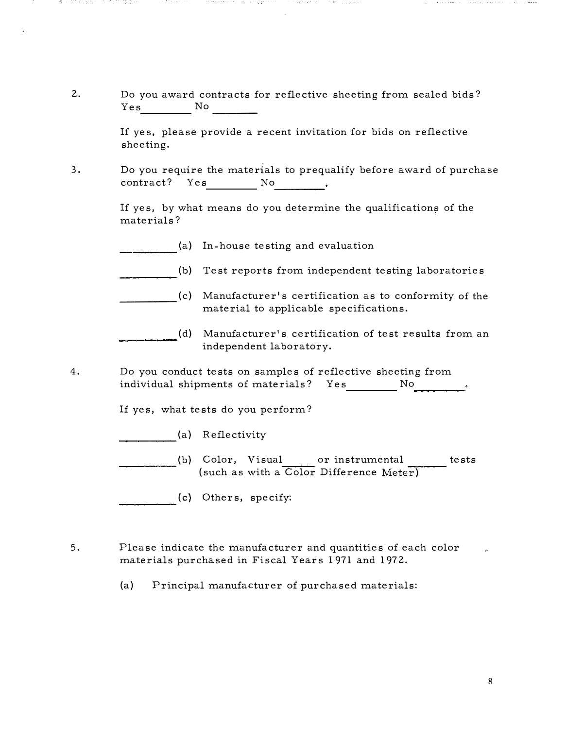2. Do you award contracts for reflective sheeting from sealed bids? Yes________ No ________

   If yes, please provide a recent invitation for bids on reflective sheeting.

3. Do you require the materials to prequalify before award of purchase contract? Yes________ No________.

   If yes, by what means do you determine the qualifications of the materials?

   ________(a) In-house testing and evaluation

   ________(b) Test reports from independent testing laboratories

   ________(c) Manufacturer's certification as to conformity of the material to applicable specifications.

   ________(d) Manufacturer's certification of test results from an independent laboratory.

4. Do you conduct tests on samples of reflective sheeting from individual shipments of materials? Yes________ No________.

   If yes, what tests do you perform?

   ________(a) Reflectivity

   ________(b) Color, Visual_____ or instrumental ______ tests (such as with a Color Difference Meter)

   ________(c) Others, specify:

5. Please indicate the manufacturer and quantities of each color materials purchased in Fiscal Years 1971 and 1972.

   (a) Principal manufacturer of purchased materials: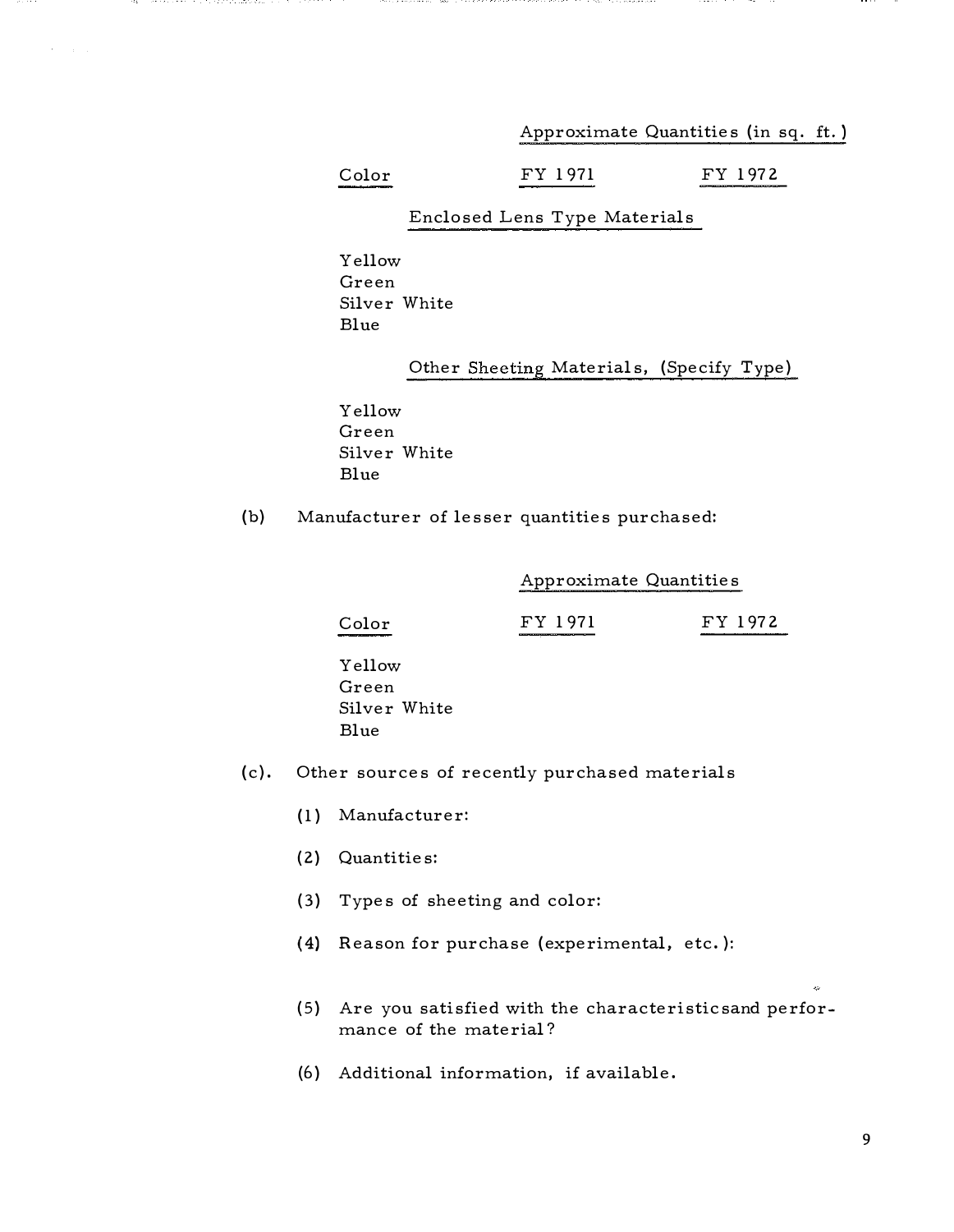| Color | FY 1971 | FY 1972 |
|---|---|---|
| | Approximate Quantities (in sq. ft.) | |
| **Enclosed Lens Type Materials** | | |
| Yellow | | |
| Green | | |
| Silver White | | |
| Blue | | |
| **Other Sheeting Materials, (Specify Type)** | | |
| Yellow | | |
| Green | | |
| Silver White | | |
| Blue | | |

(b) Manufacturer of lesser quantities purchased:

| Color | FY 1971 | FY 1972 |
|---|---|---|
| | Approximate Quantities | |
| Yellow | | |
| Green | | |
| Silver White | | |
| Blue | | |

(c). Other sources of recently purchased materials

(1) Manufacturer:

(2) Quantities:

(3) Types of sheeting and color:

(4) Reason for purchase (experimental, etc.):

(5) Are you satisfied with the characteristicsand performance of the material?

(6) Additional information, if available.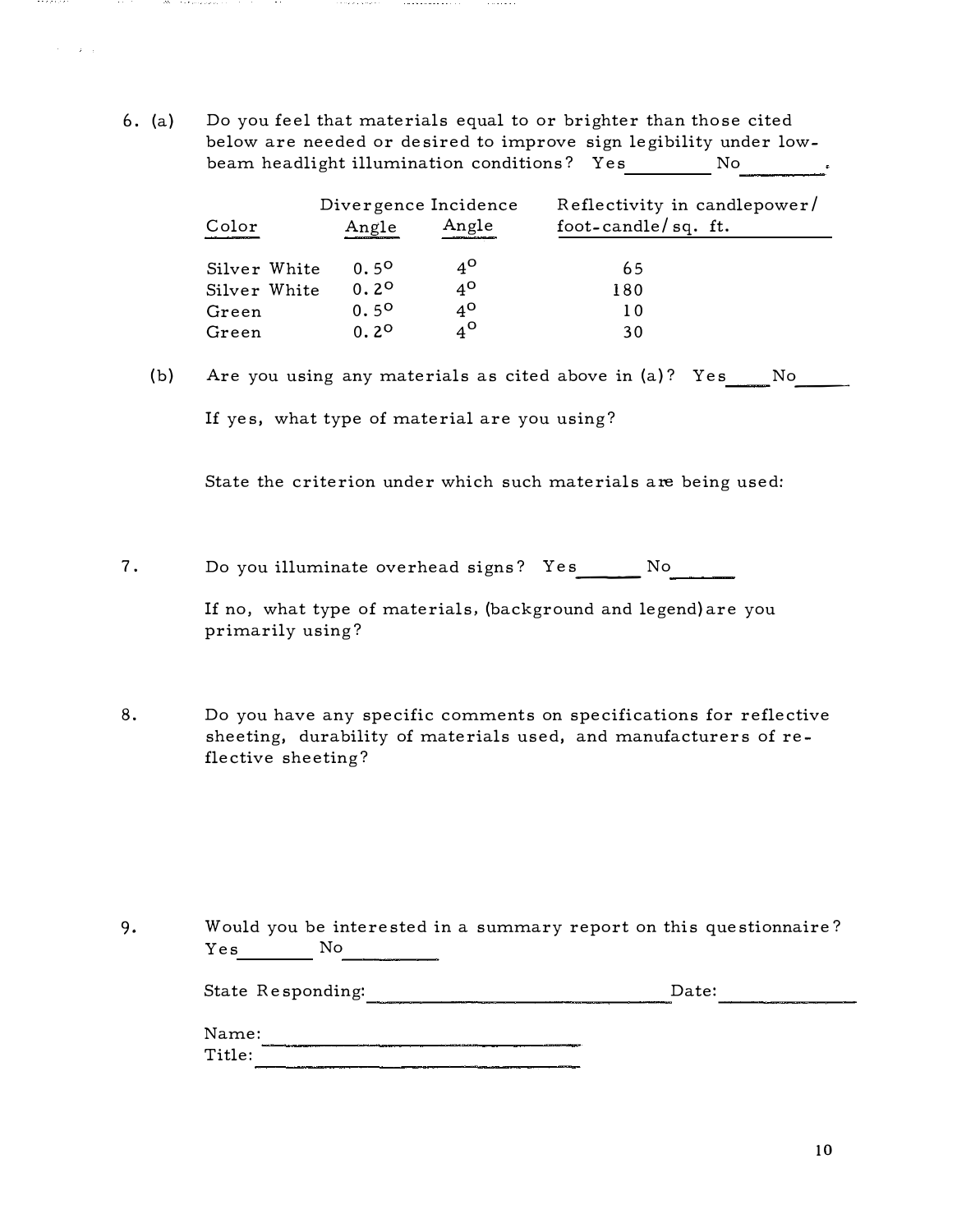6. (a) Do you feel that materials equal to or brighter than those cited below are needed or desired to improve sign legibility under low-beam headlight illumination conditions? Yes________ No________.

| Color | Divergence Angle | Incidence Angle | Reflectivity in candlepower/ foot-candle/ sq. ft. |
|---|---|---|---|
| Silver White | 0.5° | 4° | 65 |
| Silver White | 0.2° | 4° | 180 |
| Green | 0.5° | 4° | 10 |
| Green | 0.2° | 4° | 30 |

(b) Are you using any materials as cited above in (a)? Yes____ No______

If yes, what type of material are you using?

State the criterion under which such materials are being used:

7. Do you illuminate overhead signs? Yes______ No______

If no, what type of materials, (background and legend) are you primarily using?

8. Do you have any specific comments on specifications for reflective sheeting, durability of materials used, and manufacturers of reflective sheeting?

9. Would you be interested in a summary report on this questionnaire? Yes________ No__________

State Responding:______________________________ Date:______________

Name:________________________________

Title:________________________________